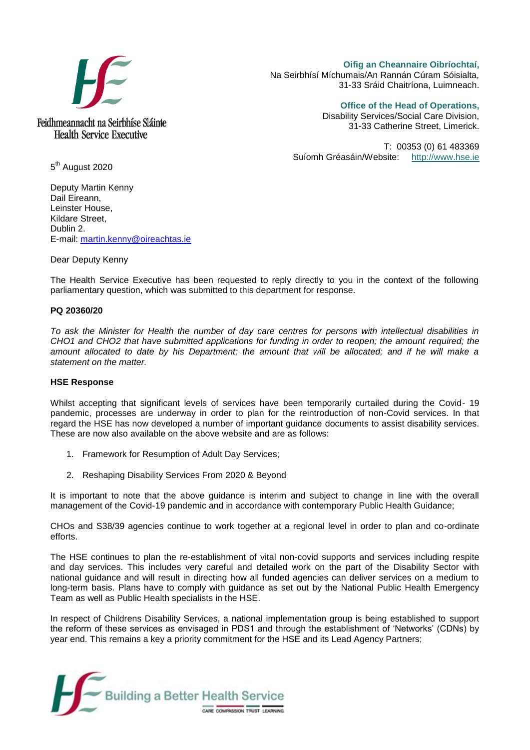Feidhmeannacht na Seirbhíse Sláinte
Health Service Executive

**Oifig an Cheannaire Oibríochtaí,**
Na Seirbhísí Míchumais/An Rannán Cúram Sóisialta,
31-33 Sráid Chaitríona, Luimneach.

**Office of the Head of Operations,**
Disability Services/Social Care Division,
31-33 Catherine Street, Limerick.

T: 00353 (0) 61 483369
Suíomh Gréasáin/Website: http://www.hse.ie

5th August 2020

Deputy Martin Kenny
Dail Eireann,
Leinster House,
Kildare Street,
Dublin 2.
E-mail: martin.kenny@oireachtas.ie

Dear Deputy Kenny

The Health Service Executive has been requested to reply directly to you in the context of the following parliamentary question, which was submitted to this department for response.

**PQ 20360/20**

*To ask the Minister for Health the number of day care centres for persons with intellectual disabilities in CHO1 and CHO2 that have submitted applications for funding in order to reopen; the amount required; the amount allocated to date by his Department; the amount that will be allocated; and if he will make a statement on the matter.*

**HSE Response**

Whilst accepting that significant levels of services have been temporarily curtailed during the Covid- 19 pandemic, processes are underway in order to plan for the reintroduction of non-Covid services. In that regard the HSE has now developed a number of important guidance documents to assist disability services. These are now also available on the above website and are as follows:

1. Framework for Resumption of Adult Day Services;
2. Reshaping Disability Services From 2020 & Beyond

It is important to note that the above guidance is interim and subject to change in line with the overall management of the Covid-19 pandemic and in accordance with contemporary Public Health Guidance;

CHOs and S38/39 agencies continue to work together at a regional level in order to plan and co-ordinate efforts.

The HSE continues to plan the re-establishment of vital non-covid supports and services including respite and day services. This includes very careful and detailed work on the part of the Disability Sector with national guidance and will result in directing how all funded agencies can deliver services on a medium to long-term basis. Plans have to comply with guidance as set out by the National Public Health Emergency Team as well as Public Health specialists in the HSE.

In respect of Childrens Disability Services, a national implementation group is being established to support the reform of these services as envisaged in PDS1 and through the establishment of 'Networks' (CDNs) by year end. This remains a key a priority commitment for the HSE and its Lead Agency Partners;

Building a Better Health Service
CARE COMPASSION TRUST LEARNING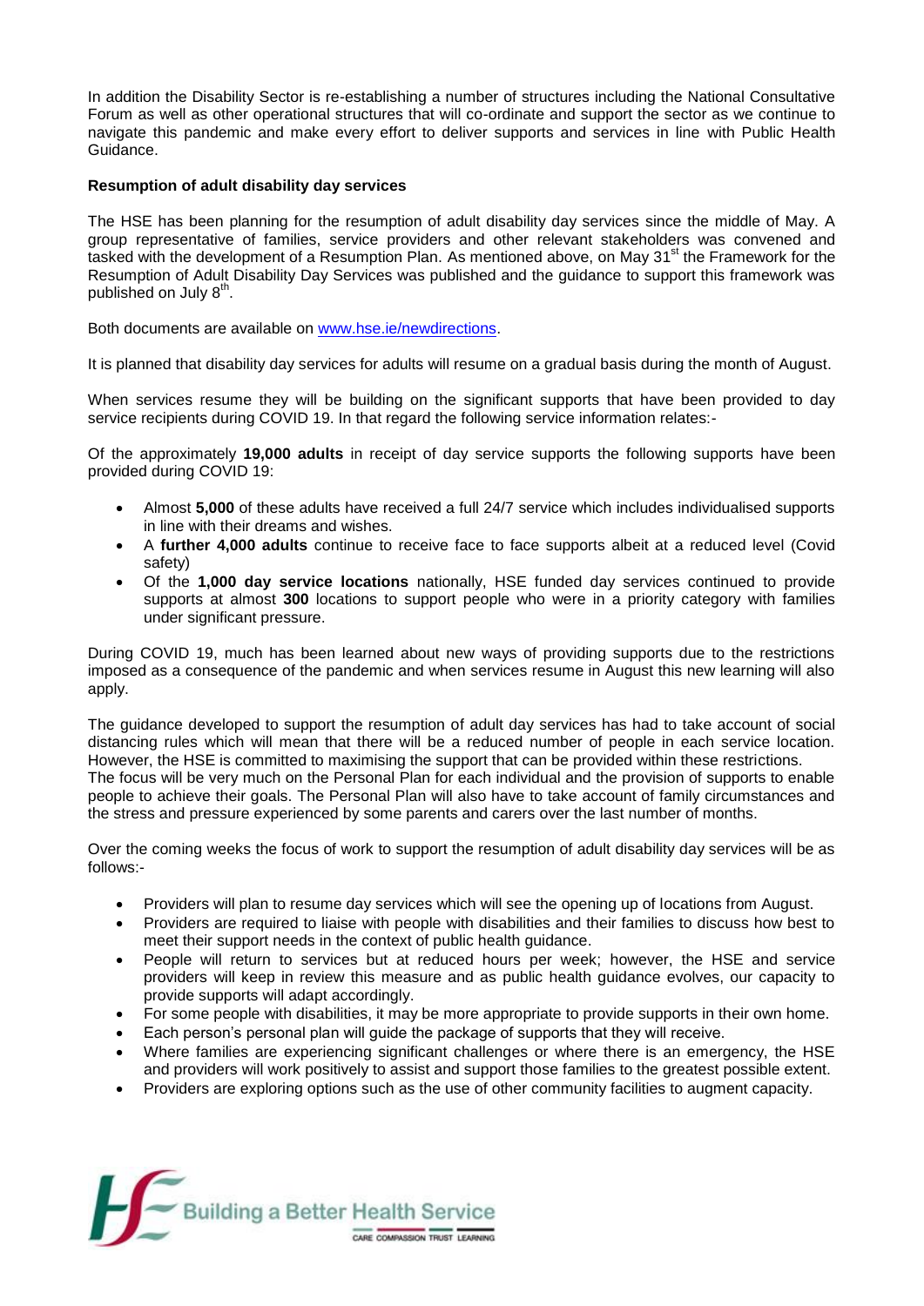In addition the Disability Sector is re-establishing a number of structures including the National Consultative Forum as well as other operational structures that will co-ordinate and support the sector as we continue to navigate this pandemic and make every effort to deliver supports and services in line with Public Health Guidance.

**Resumption of adult disability day services**

The HSE has been planning for the resumption of adult disability day services since the middle of May. A group representative of families, service providers and other relevant stakeholders was convened and tasked with the development of a Resumption Plan. As mentioned above, on May 31st the Framework for the Resumption of Adult Disability Day Services was published and the guidance to support this framework was published on July 8th.

Both documents are available on www.hse.ie/newdirections.

It is planned that disability day services for adults will resume on a gradual basis during the month of August.

When services resume they will be building on the significant supports that have been provided to day service recipients during COVID 19. In that regard the following service information relates:-

Of the approximately **19,000 adults** in receipt of day service supports the following supports have been provided during COVID 19:

- Almost **5,000** of these adults have received a full 24/7 service which includes individualised supports in line with their dreams and wishes.
- A **further 4,000 adults** continue to receive face to face supports albeit at a reduced level (Covid safety)
- Of the **1,000 day service locations** nationally, HSE funded day services continued to provide supports at almost **300** locations to support people who were in a priority category with families under significant pressure.

During COVID 19, much has been learned about new ways of providing supports due to the restrictions imposed as a consequence of the pandemic and when services resume in August this new learning will also apply.

The guidance developed to support the resumption of adult day services has had to take account of social distancing rules which will mean that there will be a reduced number of people in each service location. However, the HSE is committed to maximising the support that can be provided within these restrictions.
The focus will be very much on the Personal Plan for each individual and the provision of supports to enable people to achieve their goals. The Personal Plan will also have to take account of family circumstances and the stress and pressure experienced by some parents and carers over the last number of months.

Over the coming weeks the focus of work to support the resumption of adult disability day services will be as follows:-

- Providers will plan to resume day services which will see the opening up of locations from August.
- Providers are required to liaise with people with disabilities and their families to discuss how best to meet their support needs in the context of public health guidance.
- People will return to services but at reduced hours per week; however, the HSE and service providers will keep in review this measure and as public health guidance evolves, our capacity to provide supports will adapt accordingly.
- For some people with disabilities, it may be more appropriate to provide supports in their own home.
- Each person's personal plan will guide the package of supports that they will receive.
- Where families are experiencing significant challenges or where there is an emergency, the HSE and providers will work positively to assist and support those families to the greatest possible extent.
- Providers are exploring options such as the use of other community facilities to augment capacity.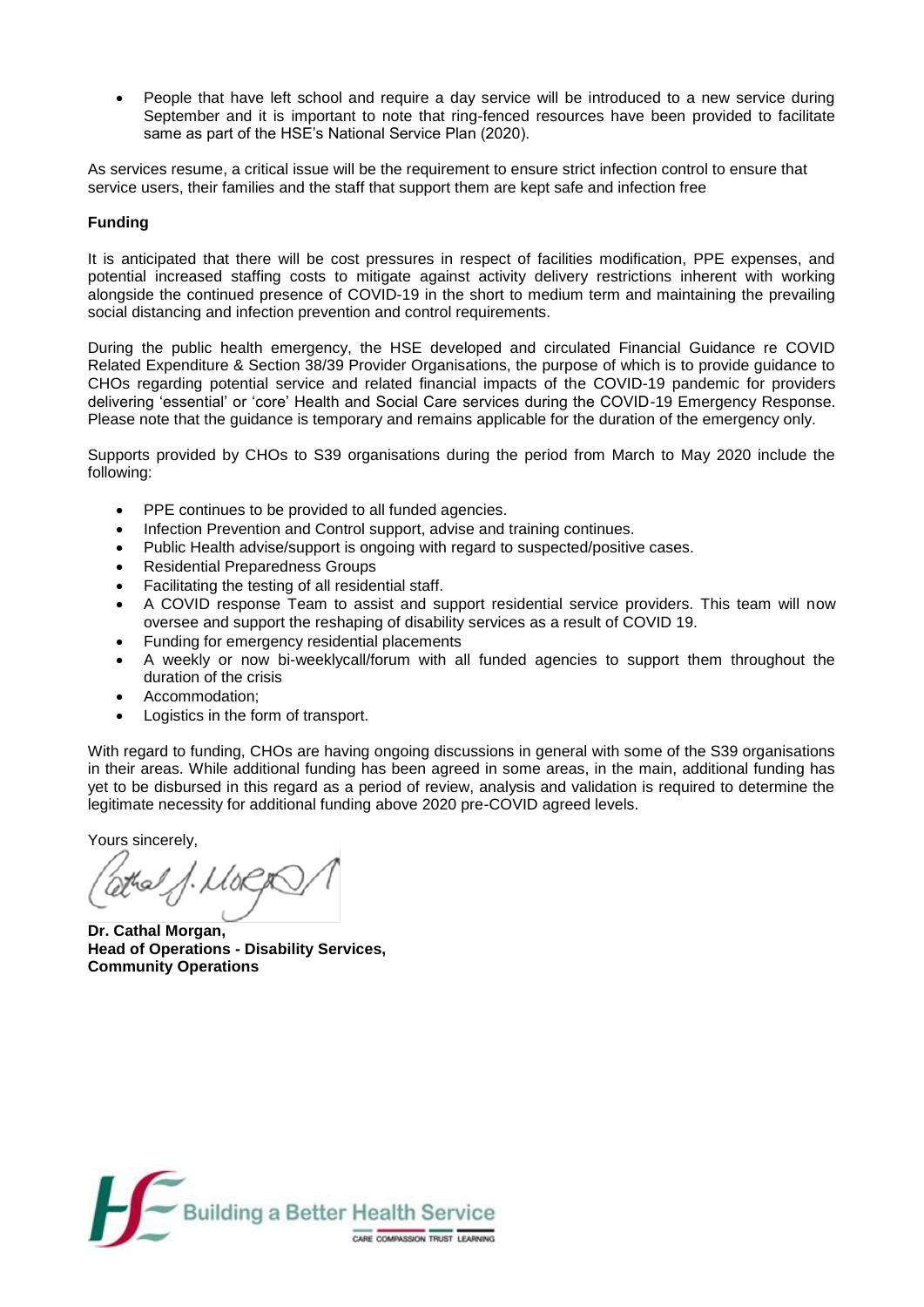- People that have left school and require a day service will be introduced to a new service during September and it is important to note that ring-fenced resources have been provided to facilitate same as part of the HSE's National Service Plan (2020).

As services resume, a critical issue will be the requirement to ensure strict infection control to ensure that service users, their families and the staff that support them are kept safe and infection free

**Funding**

It is anticipated that there will be cost pressures in respect of facilities modification, PPE expenses, and potential increased staffing costs to mitigate against activity delivery restrictions inherent with working alongside the continued presence of COVID-19 in the short to medium term and maintaining the prevailing social distancing and infection prevention and control requirements.

During the public health emergency, the HSE developed and circulated Financial Guidance re COVID Related Expenditure & Section 38/39 Provider Organisations, the purpose of which is to provide guidance to CHOs regarding potential service and related financial impacts of the COVID-19 pandemic for providers delivering 'essential' or 'core' Health and Social Care services during the COVID-19 Emergency Response. Please note that the guidance is temporary and remains applicable for the duration of the emergency only.

Supports provided by CHOs to S39 organisations during the period from March to May 2020 include the following:

- PPE continues to be provided to all funded agencies.
- Infection Prevention and Control support, advise and training continues.
- Public Health advise/support is ongoing with regard to suspected/positive cases.
- Residential Preparedness Groups
- Facilitating the testing of all residential staff.
- A COVID response Team to assist and support residential service providers. This team will now oversee and support the reshaping of disability services as a result of COVID 19.
- Funding for emergency residential placements
- A weekly or now bi-weeklycall/forum with all funded agencies to support them throughout the duration of the crisis
- Accommodation;
- Logistics in the form of transport.

With regard to funding, CHOs are having ongoing discussions in general with some of the S39 organisations in their areas. While additional funding has been agreed in some areas, in the main, additional funding has yet to be disbursed in this regard as a period of review, analysis and validation is required to determine the legitimate necessity for additional funding above 2020 pre-COVID agreed levels.

Yours sincerely,

**Dr. Cathal Morgan,**
**Head of Operations - Disability Services,**
**Community Operations**